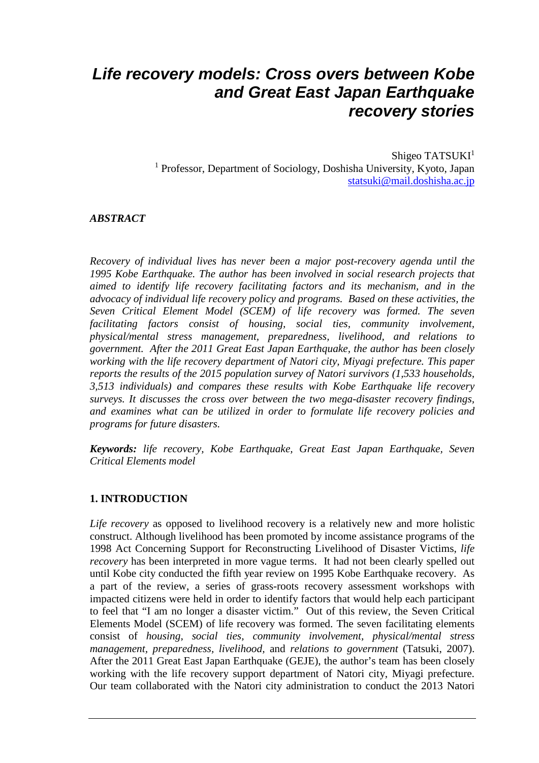# *Life recovery models: Cross overs between Kobe and Great East Japan Earthquake recovery stories*

Shigeo TATSUKI[1]
[1] Professor, Department of Sociology, Doshisha University, Kyoto, Japan
statsuki@mail.doshisha.ac.jp

***ABSTRACT***

*Recovery of individual lives has never been a major post-recovery agenda until the 1995 Kobe Earthquake. The author has been involved in social research projects that aimed to identify life recovery facilitating factors and its mechanism, and in the advocacy of individual life recovery policy and programs. Based on these activities, the Seven Critical Element Model (SCEM) of life recovery was formed. The seven facilitating factors consist of housing, social ties, community involvement, physical/mental stress management, preparedness, livelihood, and relations to government. After the 2011 Great East Japan Earthquake, the author has been closely working with the life recovery department of Natori city, Miyagi prefecture. This paper reports the results of the 2015 population survey of Natori survivors (1,533 households, 3,513 individuals) and compares these results with Kobe Earthquake life recovery surveys. It discusses the cross over between the two mega-disaster recovery findings, and examines what can be utilized in order to formulate life recovery policies and programs for future disasters.*

***Keywords:*** *life recovery, Kobe Earthquake, Great East Japan Earthquake, Seven Critical Elements model*

## 1. INTRODUCTION

*Life recovery* as opposed to livelihood recovery is a relatively new and more holistic construct. Although livelihood has been promoted by income assistance programs of the 1998 Act Concerning Support for Reconstructing Livelihood of Disaster Victims, *life recovery* has been interpreted in more vague terms. It had not been clearly spelled out until Kobe city conducted the fifth year review on 1995 Kobe Earthquake recovery. As a part of the review, a series of grass-roots recovery assessment workshops with impacted citizens were held in order to identify factors that would help each participant to feel that "I am no longer a disaster victim." Out of this review, the Seven Critical Elements Model (SCEM) of life recovery was formed. The seven facilitating elements consist of *housing, social ties, community involvement, physical/mental stress management, preparedness, livelihood,* and *relations to government* (Tatsuki, 2007). After the 2011 Great East Japan Earthquake (GEJE), the author's team has been closely working with the life recovery support department of Natori city, Miyagi prefecture. Our team collaborated with the Natori city administration to conduct the 2013 Natori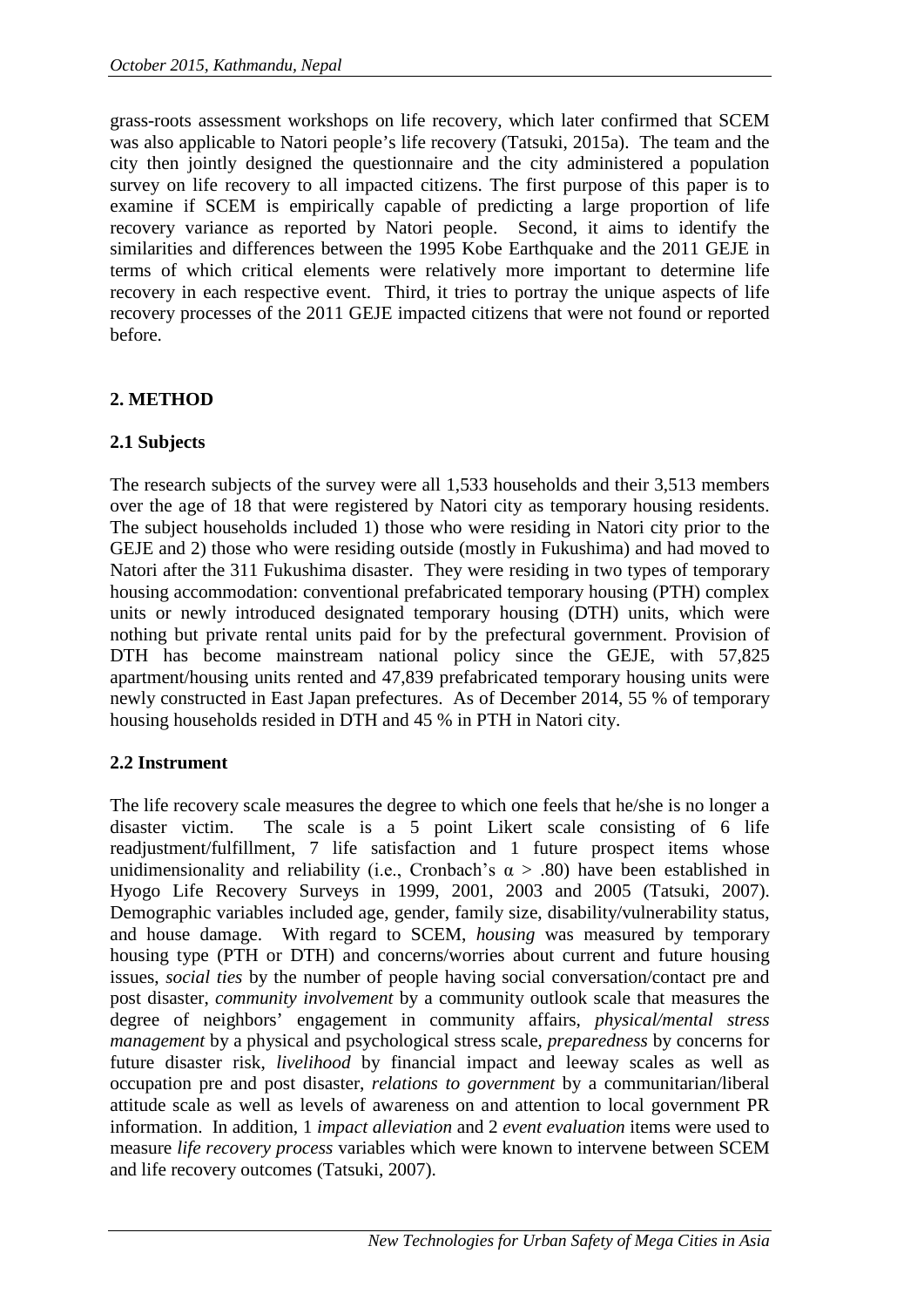grass-roots assessment workshops on life recovery, which later confirmed that SCEM was also applicable to Natori people's life recovery (Tatsuki, 2015a). The team and the city then jointly designed the questionnaire and the city administered a population survey on life recovery to all impacted citizens. The first purpose of this paper is to examine if SCEM is empirically capable of predicting a large proportion of life recovery variance as reported by Natori people. Second, it aims to identify the similarities and differences between the 1995 Kobe Earthquake and the 2011 GEJE in terms of which critical elements were relatively more important to determine life recovery in each respective event. Third, it tries to portray the unique aspects of life recovery processes of the 2011 GEJE impacted citizens that were not found or reported before.

## 2. METHOD

### 2.1 Subjects

The research subjects of the survey were all 1,533 households and their 3,513 members over the age of 18 that were registered by Natori city as temporary housing residents. The subject households included 1) those who were residing in Natori city prior to the GEJE and 2) those who were residing outside (mostly in Fukushima) and had moved to Natori after the 311 Fukushima disaster. They were residing in two types of temporary housing accommodation: conventional prefabricated temporary housing (PTH) complex units or newly introduced designated temporary housing (DTH) units, which were nothing but private rental units paid for by the prefectural government. Provision of DTH has become mainstream national policy since the GEJE, with 57,825 apartment/housing units rented and 47,839 prefabricated temporary housing units were newly constructed in East Japan prefectures. As of December 2014, 55 % of temporary housing households resided in DTH and 45 % in PTH in Natori city.

### 2.2 Instrument

The life recovery scale measures the degree to which one feels that he/she is no longer a disaster victim. The scale is a 5 point Likert scale consisting of 6 life readjustment/fulfillment, 7 life satisfaction and 1 future prospect items whose unidimensionality and reliability (i.e., Cronbach's $\alpha > .80$) have been established in Hyogo Life Recovery Surveys in 1999, 2001, 2003 and 2005 (Tatsuki, 2007). Demographic variables included age, gender, family size, disability/vulnerability status, and house damage. With regard to SCEM, *housing* was measured by temporary housing type (PTH or DTH) and concerns/worries about current and future housing issues, *social ties* by the number of people having social conversation/contact pre and post disaster, *community involvement* by a community outlook scale that measures the degree of neighbors' engagement in community affairs, *physical/mental stress management* by a physical and psychological stress scale, *preparedness* by concerns for future disaster risk, *livelihood* by financial impact and leeway scales as well as occupation pre and post disaster, *relations to government* by a communitarian/liberal attitude scale as well as levels of awareness on and attention to local government PR information. In addition, 1 *impact alleviation* and 2 *event evaluation* items were used to measure *life recovery process* variables which were known to intervene between SCEM and life recovery outcomes (Tatsuki, 2007).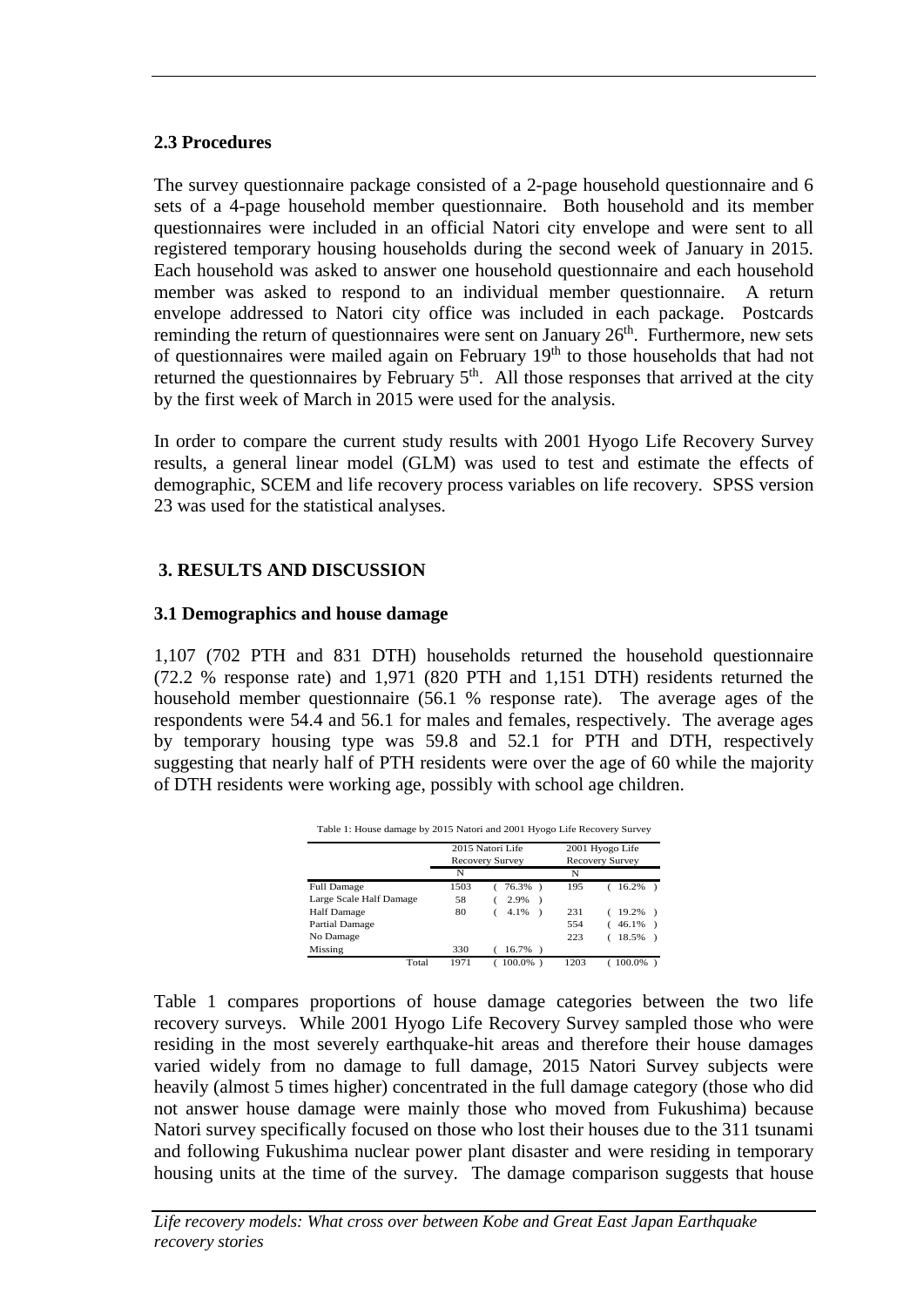### 2.3 Procedures

The survey questionnaire package consisted of a 2-page household questionnaire and 6 sets of a 4-page household member questionnaire. Both household and its member questionnaires were included in an official Natori city envelope and were sent to all registered temporary housing households during the second week of January in 2015. Each household was asked to answer one household questionnaire and each household member was asked to respond to an individual member questionnaire. A return envelope addressed to Natori city office was included in each package. Postcards reminding the return of questionnaires were sent on January 26th. Furthermore, new sets of questionnaires were mailed again on February 19th to those households that had not returned the questionnaires by February 5th. All those responses that arrived at the city by the first week of March in 2015 were used for the analysis.

In order to compare the current study results with 2001 Hyogo Life Recovery Survey results, a general linear model (GLM) was used to test and estimate the effects of demographic, SCEM and life recovery process variables on life recovery. SPSS version 23 was used for the statistical analyses.

## 3. RESULTS AND DISCUSSION

### 3.1 Demographics and house damage

1,107 (702 PTH and 831 DTH) households returned the household questionnaire (72.2 % response rate) and 1,971 (820 PTH and 1,151 DTH) residents returned the household member questionnaire (56.1 % response rate). The average ages of the respondents were 54.4 and 56.1 for males and females, respectively. The average ages by temporary housing type was 59.8 and 52.1 for PTH and DTH, respectively suggesting that nearly half of PTH residents were over the age of 60 while the majority of DTH residents were working age, possibly with school age children.

Table 1: House damage by 2015 Natori and 2001 Hyogo Life Recovery Survey

| | 2015 Natori Life Recovery Survey | | 2001 Hyogo Life Recovery Survey | |
|---|---|---|---|---|
| | N | | N | |
| Full Damage | 1503 | ( 76.3% ) | 195 | ( 16.2% ) |
| Large Scale Half Damage | 58 | ( 2.9% ) | | |
| Half Damage | 80 | ( 4.1% ) | 231 | ( 19.2% ) |
| Partial Damage | | | 554 | ( 46.1% ) |
| No Damage | | | 223 | ( 18.5% ) |
| Missing | 330 | ( 16.7% ) | | |
| Total | 1971 | ( 100.0% ) | 1203 | ( 100.0% ) |

Table 1 compares proportions of house damage categories between the two life recovery surveys. While 2001 Hyogo Life Recovery Survey sampled those who were residing in the most severely earthquake-hit areas and therefore their house damages varied widely from no damage to full damage, 2015 Natori Survey subjects were heavily (almost 5 times higher) concentrated in the full damage category (those who did not answer house damage were mainly those who moved from Fukushima) because Natori survey specifically focused on those who lost their houses due to the 311 tsunami and following Fukushima nuclear power plant disaster and were residing in temporary housing units at the time of the survey. The damage comparison suggests that house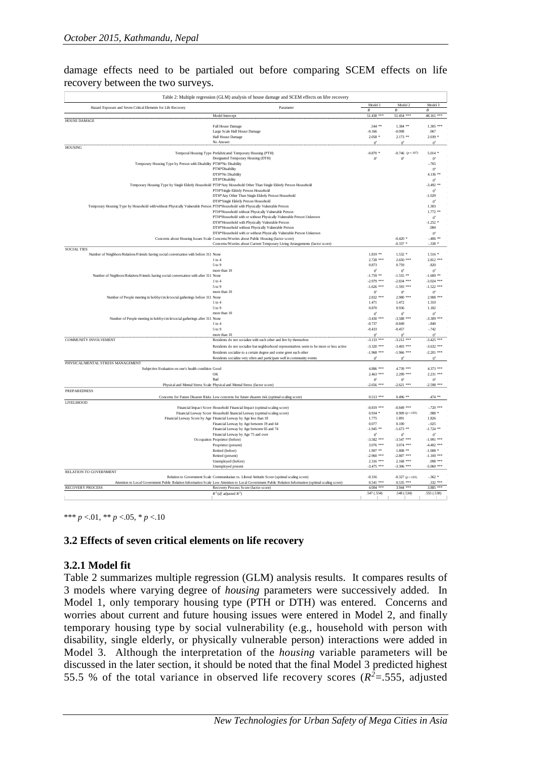damage effects need to be partialed out before comparing SCEM effects on life recovery between the two surveys.

Table 2: Multiple regression (GLM) analysis of house damage and SCEM effects on lifre recovery

| Hazard Exposure and Seven Critical Elements for Life Recovery | Parameter | Model 1 | Model 2 | Model 3 |
|---|---|---|---|---|
| | | $B$ | $B$ | $B$ |
| | Model Intercept | 51.438 *** | 51.454 *** | 48.161 *** |
| HOUSE DAMAGE | | | | |
| | Full House Damage | .544 ** | 1.384 ** | 1.305 *** |
| | Large Scale Half House Damage | -0.166 | -0.008 | .067 |
| | Half House Damage | 2.058 * | 2.173 ** | 2.039 * |
| | No Answer | 0[a] | 0[a] | 0[a] |
| HOUSING | | | | |
| Temporal Housing Type | Prefabricated Temporary Housing (PTH) | -0.870 * | -0.746 ($p$=.107) | 5.014 * |
| | Designated Temporary Housing (DTH) | 0[a] | 0[a] | 0[a] |
| Temporary Housing Type by Person with Disability | PTM*No Disability | | | -.765 |
| | PTM*Disability | | | 0[a] |
| | DTH*No Disability | | | 4.136 ** |
| | DTH*Disability | | | 0[a] |
| Temporary Housing Type by Single Elderly Household | PTH*Any Household Other Than Single Elderly Person Household | | | -3.492 ** |
| | PTH*Single Elderly Person Household | | | 0[a] |
| | DTH*Any Other Than Single Elderly Person Household | | | -1.029 |
| | DTH*Single Elderly Person Household | | | 0[a] |
| Temporary Housing Type by Household with/without Physically Vulnerable Person | PTH*Household with Physically Vulnerable Person | | | 1.303 |
| | PTH*Household without Physically Vulnerable Person | | | 1.772 ** |
| | PTH*Household with or without Physically Vulnerable Person Unknown | | | 0[a] |
| | DTH*Household with Physically Vulnerable Person | | | -1.252 * |
| | DTH*Household without Physically Vulnerable Person | | | .084 |
| | DTH*Household with or without Physically Vulnerable Person Unknown | | | 0[a] |
| Concerns about Housing Issues Scale | Concerns/Worries about Public Housing (factor score) | | -0.420 * | -.406 ** |
| | Concerns/Worries about Current Temporary Living Arrangements (factor score) | | -0.337 * | -.338 * |
| SOCIAL TIES | | | | |
| Number of Neighbors/Relatives/Friends having social conversation with before 311 | None | 1.819 ** | 1.532 * | 1.516 * |
| | 1 to 4 | 2.728 *** | 2.650 *** | 2.812 *** |
| | 5 to 9 | 0.873 | 0.759 | .820 |
| | more than 10 | 0[a] | 0[a] | 0[a] |
| Number of Neghbors/Relatives/Friends having social conversation with after 311 | None | -1.759 ** | -1.555 ** | -1.600 ** |
| | 1 to 4 | -2.979 *** | -2.834 *** | -3.024 *** |
| | 5 to 9 | -1.626 *** | -1.593 *** | -1.522 *** |
| | more than 10 | 0[a] | 0[a] | 0[a] |
| Number of People meeting in hobby/circle/social gatherings before 311 | None | 2.832 *** | 2.980 *** | 2.908 *** |
| | 1 to 4 | 1.471 | 1.472 | 1.310 |
| | 5 to 9 | 0.870 | 0.936 | 1.182 |
| | more than 10 | 0[a] | 0[a] | 0[a] |
| Number of People meeting in hobby/circle/social gatherings after 311 | None | -3.430 *** | -3.588 *** | -3.309 *** |
| | 1 to 4 | -0.737 | -0.849 | -.840 |
| | 5 to 9 | -0.433 | -0.457 | -.742 |
| | more than 10 | 0[a] | 0[a] | 0[a] |
| COMMUNITY INVOLVEMENT | Residents do not socialize with each other and live by themselves | -3.133 *** | -3.212 *** | -3.425 *** |
| | Residents do not socialize but neighborhood representatives seem to be more or less active | -3.320 *** | -3.403 *** | -3.632 *** |
| | Residents socialize to a certain degree and some greet each other | -1.968 *** | -1.966 *** | -2.201 *** |
| | Residents socialize very often and participate well in community events | 0[a] | 0[a] | 0[a] |
| PHYSICAL/MENTAL STRESS MANAGEMENT | | | | |
| Subjective Evaluation on one's health condition | Good | 4.886 *** | 4.739 *** | 4.373 *** |
| | OK | 2.463 *** | 2.299 *** | 2.231 *** |
| | Bad | 0[a] | 0[a] | 0[a] |
| Physical and Mental Stress Scale | Physical and Mental Stress (factor score) | -2.656 *** | -2.621 *** | -2.598 *** |
| PREPAREDNESS | | | | |
| Concerns for Future Disaster Risks | Low concerns for future disaster risk (optimal scaling score) | 0.513 *** | 0.496 ** | .474 ** |
| LIVELIHOOD | | | | |
| Financial Impact Score | Household Financial Impact (optimal scaling score) | -0.819 *** | -0.849 *** | -.720 *** |
| Financial Leeway Scale | Household financial Leeway (optimal scaling score) | 0.934 * | 0.909 ($p$=.103) | .988 * |
| Financial Leeway Score by Age | Financial Leeway by Age less than 18 | 1.775 | 1.891 | 1.826 |
| | Financial Leeway by Age between 19 and 64 | 0.077 | 0.100 | -.025 |
| | Financial Leeway by Age between 65 and 74 | -1.945 ** | -1.673 ** | -1.724 ** |
| | Financial Leeway by Age 75 and over | 0[a] | 0[a] | 0[a] |
| Occupation | Proprietor (before) | -3.582 *** | -3.547 *** | -1.991 *** |
| | Proprietor (present) | 3.076 *** | 3.074 *** | -4.402 *** |
| | Retired (before) | 1.907 ** | 1.808 ** | -1.008 * |
| | Retired (present) | -2.960 *** | -2.807 *** | -1.100 *** |
| | Unemployed (before) | 2.316 *** | 2.168 *** | .098 *** |
| | Unemployed present | -3.475 *** | -3.306 *** | -5.060 *** |
| RELATION TO GOVERNMENT | | | | |
| Relation to Government Scale | Communitarian vs. Liberal Attitude Score (optimal scaling score) | -0.316 | -0.327 ($p$=.103) | -.362 * |
| Attention to Local Government Public Relation Information Scale | Low Attention to Local Government Public Relation Information (optimal scaling score) | 0.541 *** | 0.535 *** | .332 *** |
| RECOVERY PROCESS | Recovery Process Score (factor score) | 4.004 *** | 3.944 *** | 3.885 *** |
| | $R^2$ ($df$ adjusted $R^2$) | .547 (.534) | .548 (.534) | .555 (.538) |

*** $p$ <.01, ** $p$ <.05, * $p$ <.10

### 3.2 Effects of seven critical elements on life recovery

#### 3.2.1 Model fit

Table 2 summarizes multiple regression (GLM) analysis results. It compares results of 3 models where varying degree of *housing* parameters were successively added. In Model 1, only temporary housing type (PTH or DTH) was entered. Concerns and worries about current and future housing issues were entered in Model 2, and finally temporary housing type by social vulnerability (e.g., household with person with disability, single elderly, or physically vulnerable person) interactions were added in Model 3. Although the interpretation of the *housing* variable parameters will be discussed in the later section, it should be noted that the final Model 3 predicted highest 55.5 % of the total variance in observed life recovery scores ($R^2$=.555, adjusted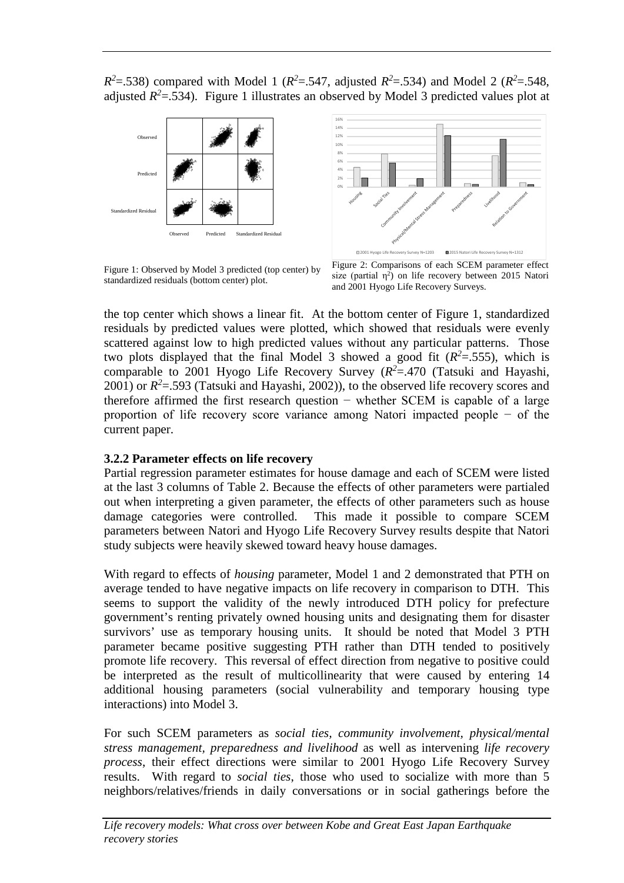$R^2$=.538) compared with Model 1 ($R^2$=.547, adjusted $R^2$=.534) and Model 2 ($R^2$=.548, adjusted $R^2$=.534). Figure 1 illustrates an observed by Model 3 predicted values plot at

Figure 1: Observed by Model 3 predicted (top center) by standardized residuals (bottom center) plot.

Figure 2: Comparisons of each SCEM parameter effect size (partial $\eta^2$) on life recovery between 2015 Natori and 2001 Hyogo Life Recovery Surveys.

the top center which shows a linear fit. At the bottom center of Figure 1, standardized residuals by predicted values were plotted, which showed that residuals were evenly scattered against low to high predicted values without any particular patterns. Those two plots displayed that the final Model 3 showed a good fit ($R^2$=.555), which is comparable to 2001 Hyogo Life Recovery Survey ($R^2$=.470 (Tatsuki and Hayashi, 2001) or $R^2$=.593 (Tatsuki and Hayashi, 2002)), to the observed life recovery scores and therefore affirmed the first research question − whether SCEM is capable of a large proportion of life recovery score variance among Natori impacted people − of the current paper.

### 3.2.2 Parameter effects on life recovery

Partial regression parameter estimates for house damage and each of SCEM were listed at the last 3 columns of Table 2. Because the effects of other parameters were partialed out when interpreting a given parameter, the effects of other parameters such as house damage categories were controlled. This made it possible to compare SCEM parameters between Natori and Hyogo Life Recovery Survey results despite that Natori study subjects were heavily skewed toward heavy house damages.

With regard to effects of *housing* parameter, Model 1 and 2 demonstrated that PTH on average tended to have negative impacts on life recovery in comparison to DTH. This seems to support the validity of the newly introduced DTH policy for prefecture government's renting privately owned housing units and designating them for disaster survivors' use as temporary housing units. It should be noted that Model 3 PTH parameter became positive suggesting PTH rather than DTH tended to positively promote life recovery. This reversal of effect direction from negative to positive could be interpreted as the result of multicollinearity that were caused by entering 14 additional housing parameters (social vulnerability and temporary housing type interactions) into Model 3.

For such SCEM parameters as *social ties, community involvement, physical/mental stress management, preparedness and livelihood* as well as intervening *life recovery process*, their effect directions were similar to 2001 Hyogo Life Recovery Survey results. With regard to *social ties*, those who used to socialize with more than 5 neighbors/relatives/friends in daily conversations or in social gatherings before the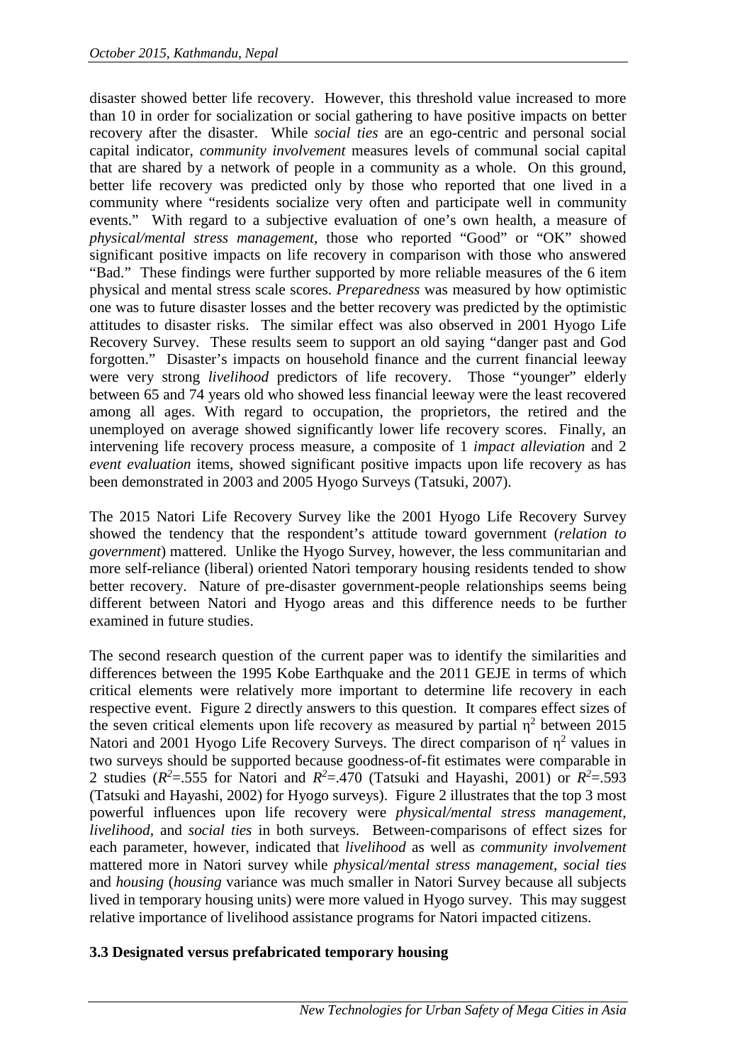disaster showed better life recovery. However, this threshold value increased to more than 10 in order for socialization or social gathering to have positive impacts on better recovery after the disaster. While *social ties* are an ego-centric and personal social capital indicator, *community involvement* measures levels of communal social capital that are shared by a network of people in a community as a whole. On this ground, better life recovery was predicted only by those who reported that one lived in a community where "residents socialize very often and participate well in community events." With regard to a subjective evaluation of one's own health, a measure of *physical/mental stress management*, those who reported "Good" or "OK" showed significant positive impacts on life recovery in comparison with those who answered "Bad." These findings were further supported by more reliable measures of the 6 item physical and mental stress scale scores. *Preparedness* was measured by how optimistic one was to future disaster losses and the better recovery was predicted by the optimistic attitudes to disaster risks. The similar effect was also observed in 2001 Hyogo Life Recovery Survey. These results seem to support an old saying "danger past and God forgotten." Disaster's impacts on household finance and the current financial leeway were very strong *livelihood* predictors of life recovery. Those "younger" elderly between 65 and 74 years old who showed less financial leeway were the least recovered among all ages. With regard to occupation, the proprietors, the retired and the unemployed on average showed significantly lower life recovery scores. Finally, an intervening life recovery process measure, a composite of 1 *impact alleviation* and 2 *event evaluation* items, showed significant positive impacts upon life recovery as has been demonstrated in 2003 and 2005 Hyogo Surveys (Tatsuki, 2007).

The 2015 Natori Life Recovery Survey like the 2001 Hyogo Life Recovery Survey showed the tendency that the respondent's attitude toward government (*relation to government*) mattered. Unlike the Hyogo Survey, however, the less communitarian and more self-reliance (liberal) oriented Natori temporary housing residents tended to show better recovery. Nature of pre-disaster government-people relationships seems being different between Natori and Hyogo areas and this difference needs to be further examined in future studies.

The second research question of the current paper was to identify the similarities and differences between the 1995 Kobe Earthquake and the 2011 GEJE in terms of which critical elements were relatively more important to determine life recovery in each respective event. Figure 2 directly answers to this question. It compares effect sizes of the seven critical elements upon life recovery as measured by partial $\eta^2$ between 2015 Natori and 2001 Hyogo Life Recovery Surveys. The direct comparison of $\eta^2$ values in two surveys should be supported because goodness-of-fit estimates were comparable in 2 studies ($R^2$=.555 for Natori and $R^2$=.470 (Tatsuki and Hayashi, 2001) or $R^2$=.593 (Tatsuki and Hayashi, 2002) for Hyogo surveys). Figure 2 illustrates that the top 3 most powerful influences upon life recovery were *physical/mental stress management*, *livelihood*, and *social ties* in both surveys. Between-comparisons of effect sizes for each parameter, however, indicated that *livelihood* as well as *community involvement* mattered more in Natori survey while *physical/mental stress management*, *social ties* and *housing* (*housing* variance was much smaller in Natori Survey because all subjects lived in temporary housing units) were more valued in Hyogo survey. This may suggest relative importance of livelihood assistance programs for Natori impacted citizens.

### 3.3 Designated versus prefabricated temporary housing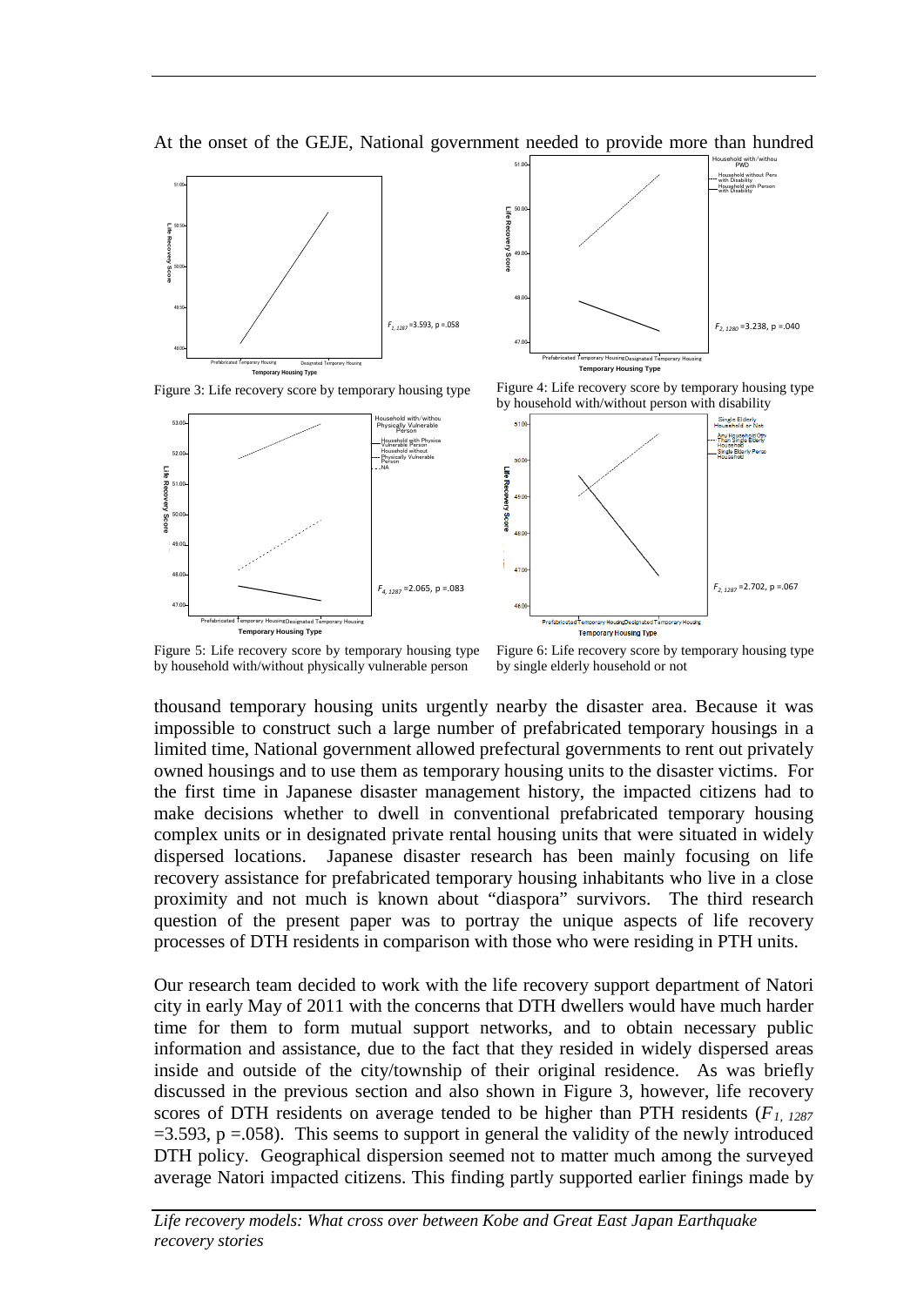At the onset of the GEJE, National government needed to provide more than hundred

Figure 3: Life recovery score by temporary housing type

Figure 4: Life recovery score by temporary housing type by household with/without person with disability

Figure 5: Life recovery score by temporary housing type by household with/without physically vulnerable person

Figure 6: Life recovery score by temporary housing type by single elderly household or not

thousand temporary housing units urgently nearby the disaster area. Because it was impossible to construct such a large number of prefabricated temporary housings in a limited time, National government allowed prefectural governments to rent out privately owned housings and to use them as temporary housing units to the disaster victims. For the first time in Japanese disaster management history, the impacted citizens had to make decisions whether to dwell in conventional prefabricated temporary housing complex units or in designated private rental housing units that were situated in widely dispersed locations. Japanese disaster research has been mainly focusing on life recovery assistance for prefabricated temporary housing inhabitants who live in a close proximity and not much is known about "diaspora" survivors. The third research question of the present paper was to portray the unique aspects of life recovery processes of DTH residents in comparison with those who were residing in PTH units.

Our research team decided to work with the life recovery support department of Natori city in early May of 2011 with the concerns that DTH dwellers would have much harder time for them to form mutual support networks, and to obtain necessary public information and assistance, due to the fact that they resided in widely dispersed areas inside and outside of the city/township of their original residence. As was briefly discussed in the previous section and also shown in Figure 3, however, life recovery scores of DTH residents on average tended to be higher than PTH residents ($F_{1, 1287}$ =3.593, p =.058). This seems to support in general the validity of the newly introduced DTH policy. Geographical dispersion seemed not to matter much among the surveyed average Natori impacted citizens. This finding partly supported earlier finings made by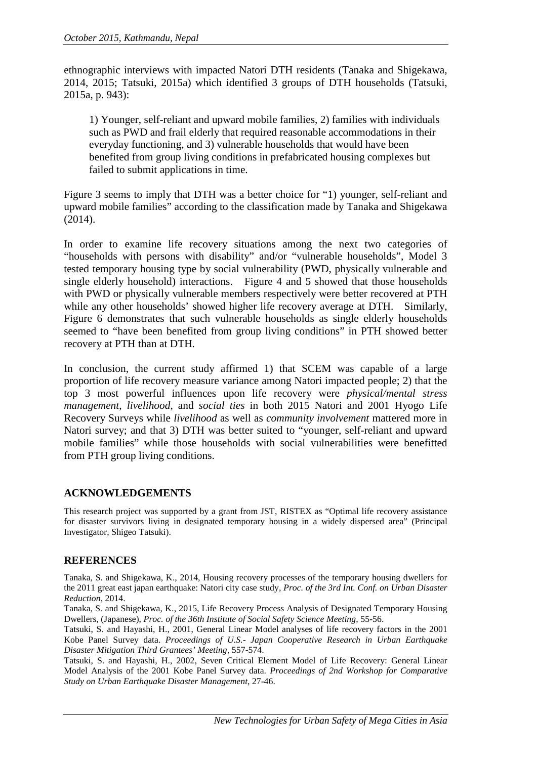ethnographic interviews with impacted Natori DTH residents (Tanaka and Shigekawa, 2014, 2015; Tatsuki, 2015a) which identified 3 groups of DTH households (Tatsuki, 2015a, p. 943):

> 1) Younger, self-reliant and upward mobile families, 2) families with individuals such as PWD and frail elderly that required reasonable accommodations in their everyday functioning, and 3) vulnerable households that would have been benefited from group living conditions in prefabricated housing complexes but failed to submit applications in time.

Figure 3 seems to imply that DTH was a better choice for "1) younger, self-reliant and upward mobile families" according to the classification made by Tanaka and Shigekawa (2014).

In order to examine life recovery situations among the next two categories of "households with persons with disability" and/or "vulnerable households", Model 3 tested temporary housing type by social vulnerability (PWD, physically vulnerable and single elderly household) interactions. Figure 4 and 5 showed that those households with PWD or physically vulnerable members respectively were better recovered at PTH while any other households' showed higher life recovery average at DTH. Similarly, Figure 6 demonstrates that such vulnerable households as single elderly households seemed to "have been benefited from group living conditions" in PTH showed better recovery at PTH than at DTH.

In conclusion, the current study affirmed 1) that SCEM was capable of a large proportion of life recovery measure variance among Natori impacted people; 2) that the top 3 most powerful influences upon life recovery were *physical/mental stress management*, *livelihood*, and *social ties* in both 2015 Natori and 2001 Hyogo Life Recovery Surveys while *livelihood* as well as *community involvement* mattered more in Natori survey; and that 3) DTH was better suited to "younger, self-reliant and upward mobile families" while those households with social vulnerabilities were benefitted from PTH group living conditions.

## ACKNOWLEDGEMENTS

This research project was supported by a grant from JST, RISTEX as "Optimal life recovery assistance for disaster survivors living in designated temporary housing in a widely dispersed area" (Principal Investigator, Shigeo Tatsuki).

## REFERENCES

Tanaka, S. and Shigekawa, K., 2014, Housing recovery processes of the temporary housing dwellers for the 2011 great east japan earthquake: Natori city case study, *Proc. of the 3rd Int. Conf. on Urban Disaster Reduction*, 2014.

Tanaka, S. and Shigekawa, K., 2015, Life Recovery Process Analysis of Designated Temporary Housing Dwellers, (Japanese), *Proc. of the 36th Institute of Social Safety Science Meeting*, 55-56.

Tatsuki, S. and Hayashi, H., 2001, General Linear Model analyses of life recovery factors in the 2001 Kobe Panel Survey data. *Proceedings of U.S.- Japan Cooperative Research in Urban Earthquake Disaster Mitigation Third Grantees' Meeting*, 557-574.

Tatsuki, S. and Hayashi, H., 2002, Seven Critical Element Model of Life Recovery: General Linear Model Analysis of the 2001 Kobe Panel Survey data. *Proceedings of 2nd Workshop for Comparative Study on Urban Earthquake Disaster Management*, 27-46.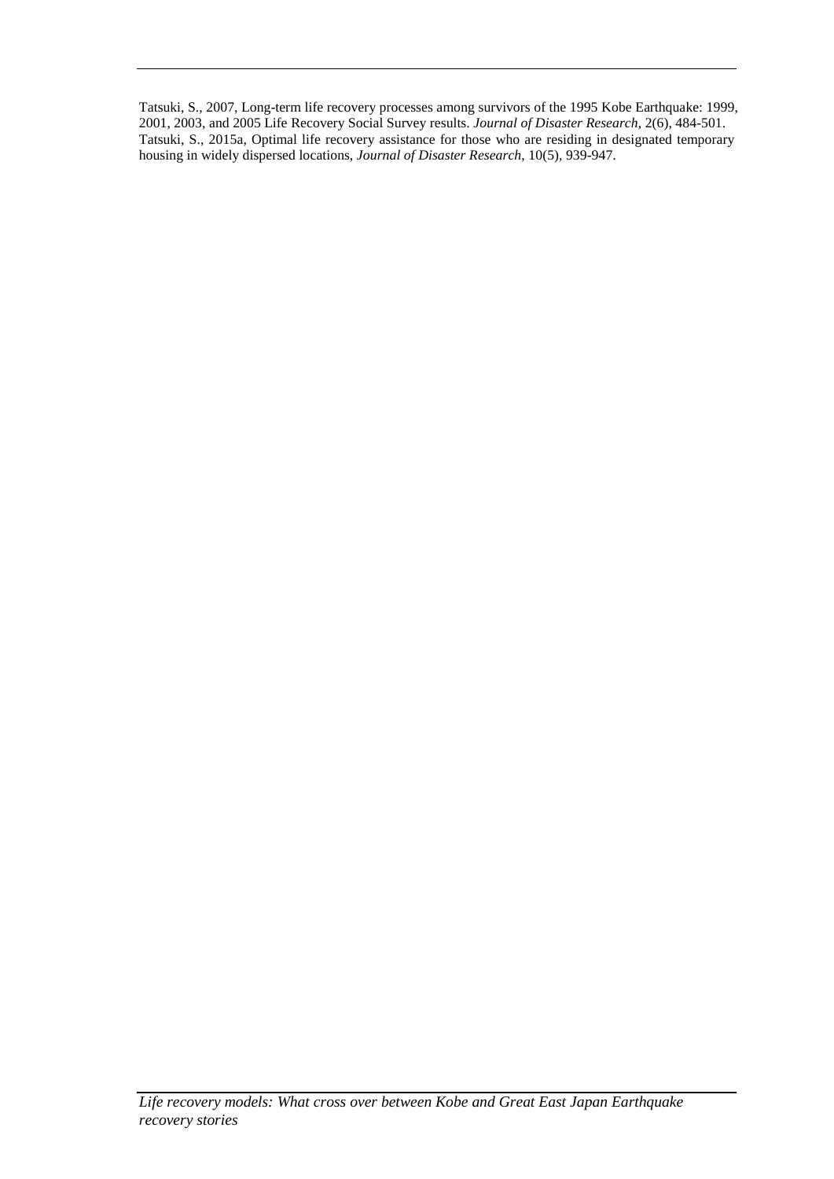Tatsuki, S., 2007, Long-term life recovery processes among survivors of the 1995 Kobe Earthquake: 1999, 2001, 2003, and 2005 Life Recovery Social Survey results. *Journal of Disaster Research*, 2(6), 484-501.

Tatsuki, S., 2015a, Optimal life recovery assistance for those who are residing in designated temporary housing in widely dispersed locations, *Journal of Disaster Research*, 10(5), 939-947.